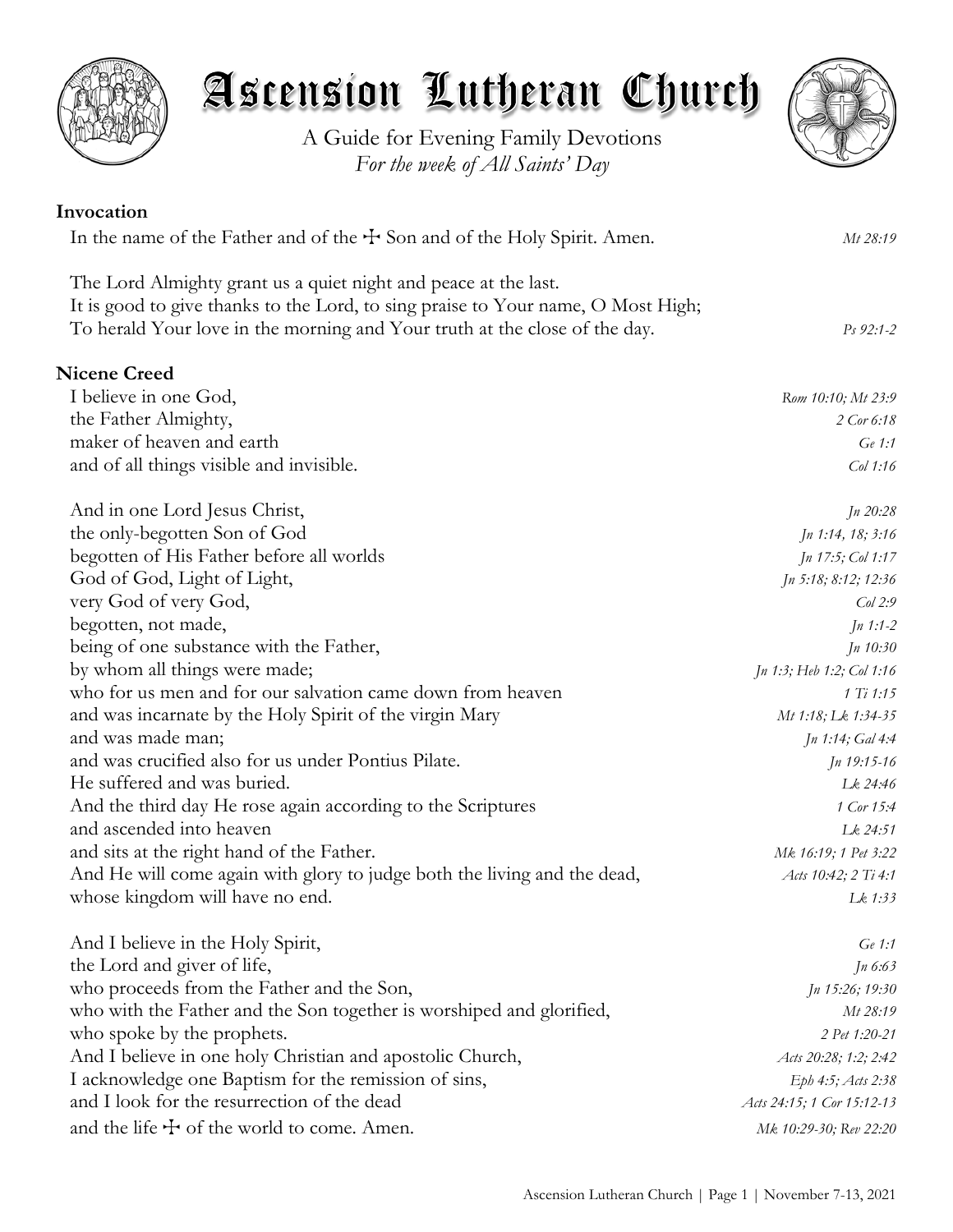# Ascension Lutheran Church

A Guide for Evening Family Devotions
*For the week of All Saints' Day*

**Invocation**

In the name of the Father and of the ☩ Son and of the Holy Spirit. Amen. *Mt 28:19*

The Lord Almighty grant us a quiet night and peace at the last.
It is good to give thanks to the Lord, to sing praise to Your name, O Most High;
To herald Your love in the morning and Your truth at the close of the day. *Ps 92:1-2*

**Nicene Creed**

I believe in one God, *Rom 10:10; Mt 23:9*
the Father Almighty, *2 Cor 6:18*
maker of heaven and earth *Ge 1:1*
and of all things visible and invisible. *Col 1:16*

And in one Lord Jesus Christ, *Jn 20:28*
the only-begotten Son of God *Jn 1:14, 18; 3:16*
begotten of His Father before all worlds *Jn 17:5; Col 1:17*
God of God, Light of Light, *Jn 5:18; 8:12; 12:36*
very God of very God, *Col 2:9*
begotten, not made, *Jn 1:1-2*
being of one substance with the Father, *Jn 10:30*
by whom all things were made; *Jn 1:3; Heb 1:2; Col 1:16*
who for us men and for our salvation came down from heaven *1 Ti 1:15*
and was incarnate by the Holy Spirit of the virgin Mary *Mt 1:18; Lk 1:34-35*
and was made man; *Jn 1:14; Gal 4:4*
and was crucified also for us under Pontius Pilate. *Jn 19:15-16*
He suffered and was buried. *Lk 24:46*
And the third day He rose again according to the Scriptures *1 Cor 15:4*
and ascended into heaven *Lk 24:51*
and sits at the right hand of the Father. *Mk 16:19; 1 Pet 3:22*
And He will come again with glory to judge both the living and the dead, *Acts 10:42; 2 Ti 4:1*
whose kingdom will have no end. *Lk 1:33*

And I believe in the Holy Spirit, *Ge 1:1*
the Lord and giver of life, *Jn 6:63*
who proceeds from the Father and the Son, *Jn 15:26; 19:30*
who with the Father and the Son together is worshiped and glorified, *Mt 28:19*
who spoke by the prophets. *2 Pet 1:20-21*
And I believe in one holy Christian and apostolic Church, *Acts 20:28; 1:2; 2:42*
I acknowledge one Baptism for the remission of sins, *Eph 4:5; Acts 2:38*
and I look for the resurrection of the dead *Acts 24:15; 1 Cor 15:12-13*
and the life ☩ of the world to come. Amen. *Mk 10:29-30; Rev 22:20*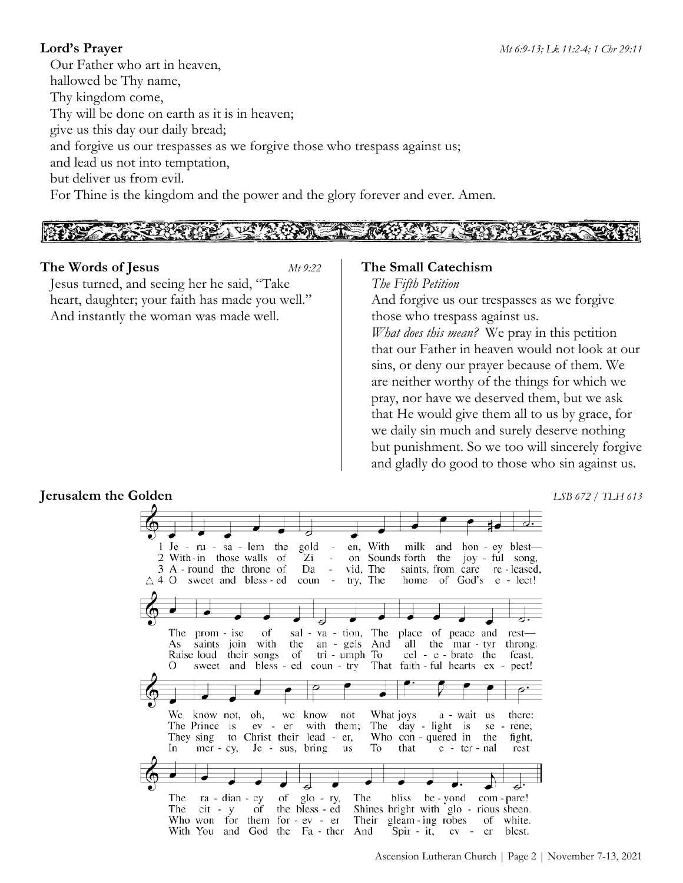**Lord's Prayer** *Mt 6:9-13; Lk 11:2-4; 1 Chr 29:11*

Our Father who art in heaven,
hallowed be Thy name,
Thy kingdom come,
Thy will be done on earth as it is in heaven;
give us this day our daily bread;
and forgive us our trespasses as we forgive those who trespass against us;
and lead us not into temptation,
but deliver us from evil.
For Thine is the kingdom and the power and the glory forever and ever. Amen.

**The Words of Jesus** *Mt 9:22*

Jesus turned, and seeing her he said, "Take heart, daughter; your faith has made you well." And instantly the woman was made well.

**The Small Catechism**

*The Fifth Petition*

And forgive us our trespasses as we forgive those who trespass against us.

*What does this mean?* We pray in this petition that our Father in heaven would not look at our sins, or deny our prayer because of them. We are neither worthy of the things for which we pray, nor have we deserved them, but we ask that He would give them all to us by grace, for we daily sin much and surely deserve nothing but punishment. So we too will sincerely forgive and gladly do good to those who sin against us.

**Jerusalem the Golden** *LSB 672 / TLH 613*

1 Jerusalem the golden, With milk and honey blest—
The promise of salvation, The place of peace and rest—
We know not, oh, we know not What joys await us there:
The radiancy of glory, The bliss beyond compare!

2 Within those walls of Zion Sounds forth the joyful song,
As saints join with the angels And all the martyr throng.
The Prince is ever with them; The daylight is serene;
The city of the blessed Shines bright with glorious sheen.

3 Around the throne of David, The saints, from care released,
Raise loud their songs of triumph To celebrate the feast.
They sing to Christ their leader, Who conquered in the fight,
Who won for them forever Their gleaming robes of white.

△ 4 O sweet and blessed country, The home of God's elect!
O sweet and blessed country That faithful hearts expect!
In mercy, Jesus, bring us To that eternal rest
With You and God the Father And Spirit, ever blest.